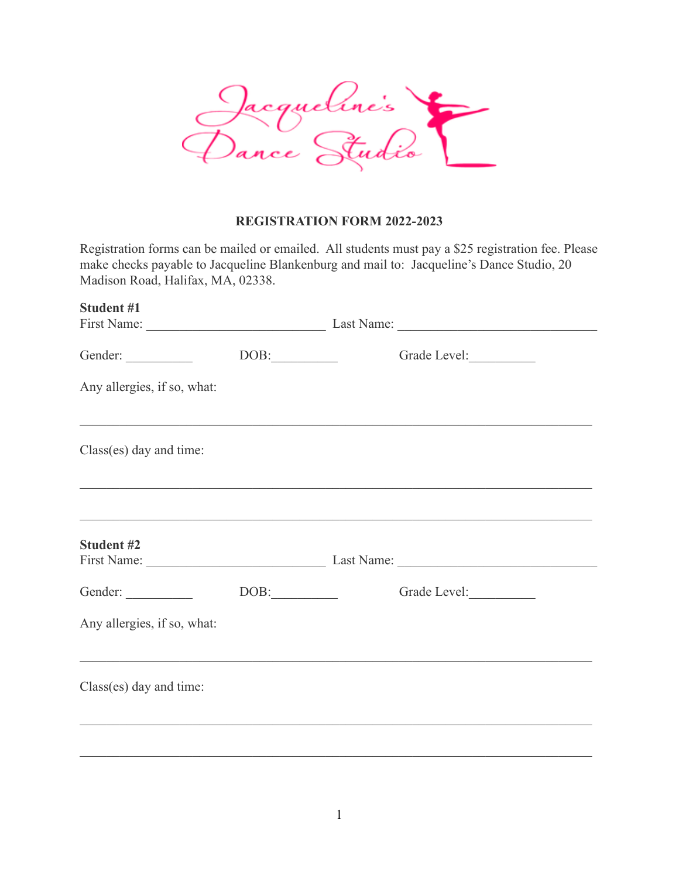Jacqueline's Dance Studio

## REGISTRATION FORM 2022-2023

Registration forms can be mailed or emailed. All students must pay a $25 registration fee. Please make checks payable to Jacqueline Blankenburg and mail to: Jacqueline's Dance Studio, 20 Madison Road, Halifax, MA, 02338.

**Student #1**

First Name: ____________________________ Last Name: _______________________________

Gender: __________ DOB:__________ Grade Level:__________

Any allergies, if so, what:

________________________________________________________________________________

Class(es) day and time:

________________________________________________________________________________

________________________________________________________________________________

**Student #2**

First Name: ____________________________ Last Name: _______________________________

Gender: __________ DOB:__________ Grade Level:__________

Any allergies, if so, what:

________________________________________________________________________________

Class(es) day and time:

________________________________________________________________________________

________________________________________________________________________________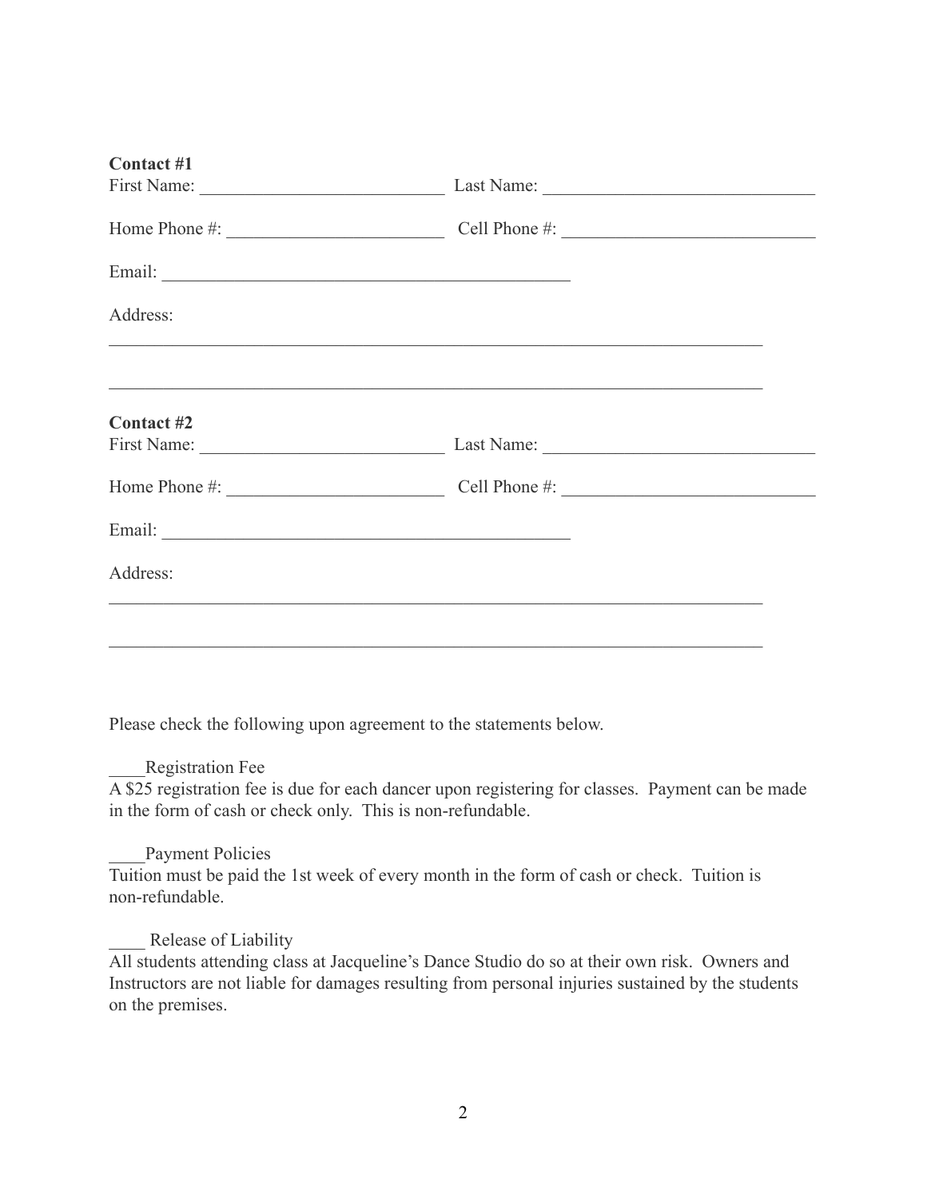**Contact #1**

First Name: ____________________________ Last Name: _______________________________

Home Phone #: _________________________ Cell Phone #: ____________________________

Email: ______________________________________________

Address:

___________________________________________________________________________

___________________________________________________________________________

**Contact #2**

First Name: ____________________________ Last Name: _______________________________

Home Phone #: _________________________ Cell Phone #: ____________________________

Email: ______________________________________________

Address:

___________________________________________________________________________

___________________________________________________________________________

Please check the following upon agreement to the statements below.

____Registration Fee

A $25 registration fee is due for each dancer upon registering for classes. Payment can be made in the form of cash or check only. This is non-refundable.

____Payment Policies

Tuition must be paid the 1st week of every month in the form of cash or check. Tuition is non-refundable.

____ Release of Liability

All students attending class at Jacqueline's Dance Studio do so at their own risk. Owners and Instructors are not liable for damages resulting from personal injuries sustained by the students on the premises.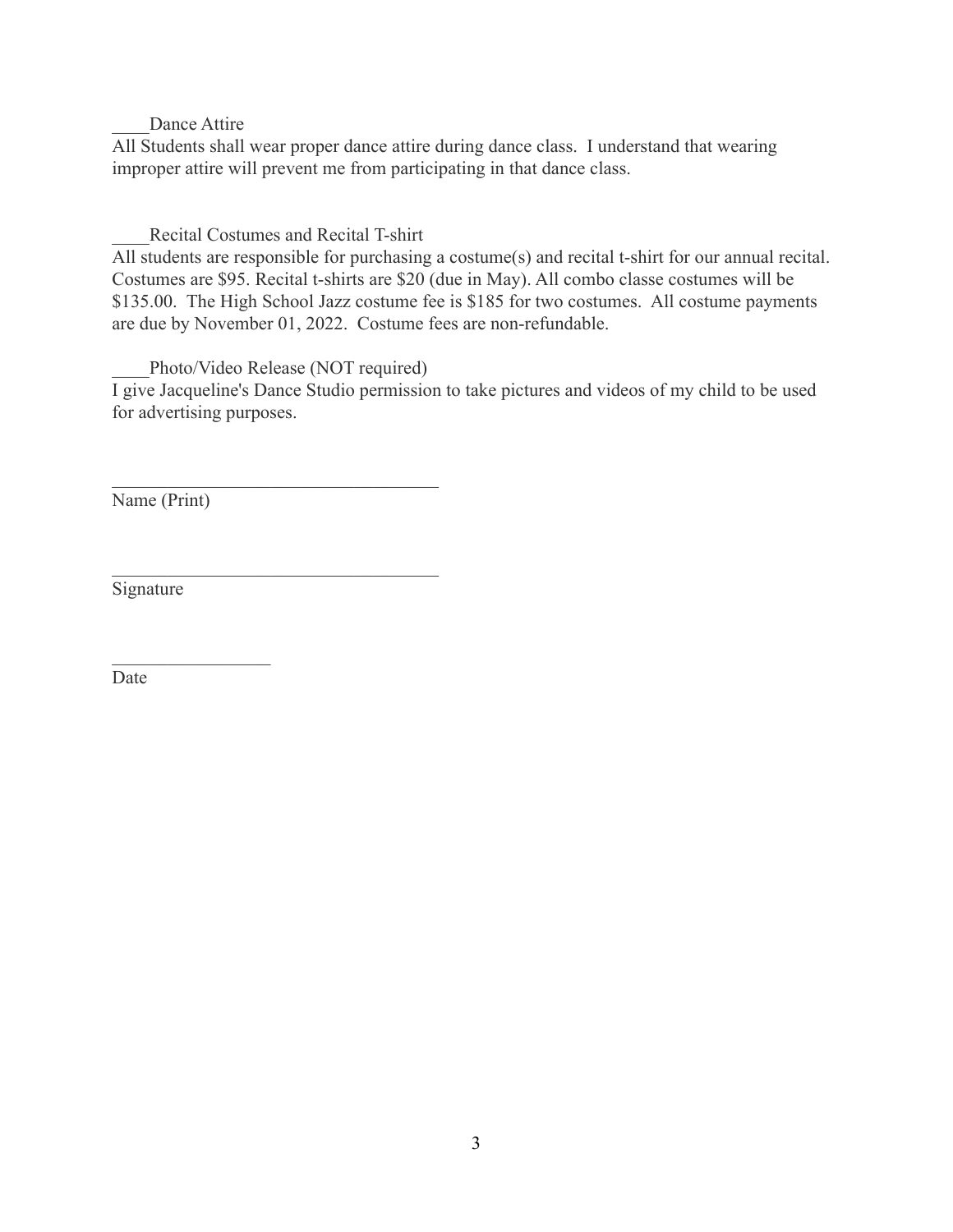____Dance Attire

All Students shall wear proper dance attire during dance class. I understand that wearing improper attire will prevent me from participating in that dance class.

____Recital Costumes and Recital T-shirt

All students are responsible for purchasing a costume(s) and recital t-shirt for our annual recital. Costumes are $95. Recital t-shirts are $20 (due in May). All combo classe costumes will be $135.00. The High School Jazz costume fee is $185 for two costumes. All costume payments are due by November 01, 2022. Costume fees are non-refundable.

____Photo/Video Release (NOT required)

I give Jacqueline's Dance Studio permission to take pictures and videos of my child to be used for advertising purposes.

___________________________________

Name (Print)

___________________________________

Signature

_________________

Date